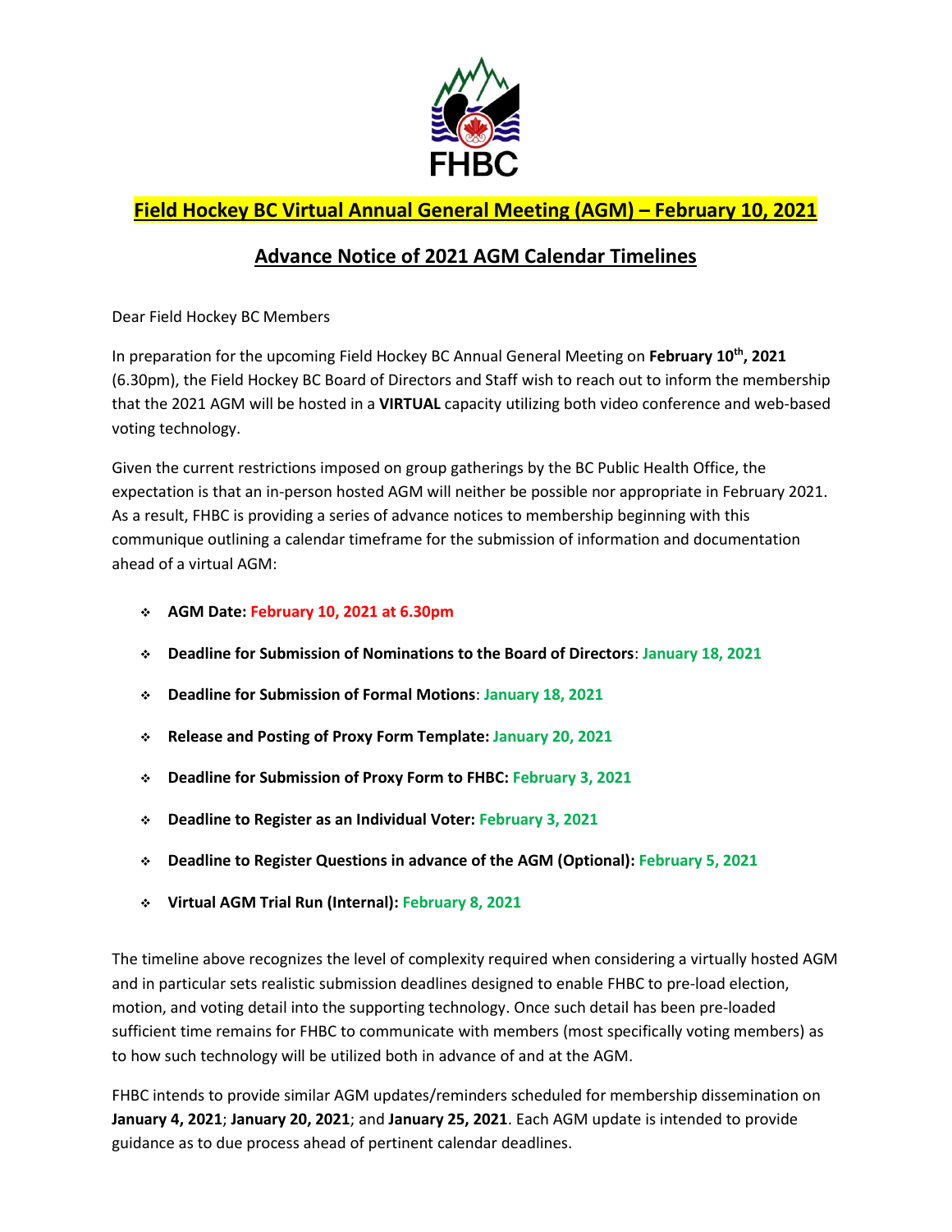FHBC

# Field Hockey BC Virtual Annual General Meeting (AGM) – February 10, 2021

## Advance Notice of 2021 AGM Calendar Timelines

Dear Field Hockey BC Members

In preparation for the upcoming Field Hockey BC Annual General Meeting on **February 10th, 2021** (6.30pm), the Field Hockey BC Board of Directors and Staff wish to reach out to inform the membership that the 2021 AGM will be hosted in a **VIRTUAL** capacity utilizing both video conference and web-based voting technology.

Given the current restrictions imposed on group gatherings by the BC Public Health Office, the expectation is that an in-person hosted AGM will neither be possible nor appropriate in February 2021. As a result, FHBC is providing a series of advance notices to membership beginning with this communique outlining a calendar timeframe for the submission of information and documentation ahead of a virtual AGM:

- **AGM Date: February 10, 2021 at 6.30pm**
- **Deadline for Submission of Nominations to the Board of Directors**: **January 18, 2021**
- **Deadline for Submission of Formal Motions**: **January 18, 2021**
- **Release and Posting of Proxy Form Template: January 20, 2021**
- **Deadline for Submission of Proxy Form to FHBC: February 3, 2021**
- **Deadline to Register as an Individual Voter: February 3, 2021**
- **Deadline to Register Questions in advance of the AGM (Optional): February 5, 2021**
- **Virtual AGM Trial Run (Internal): February 8, 2021**

The timeline above recognizes the level of complexity required when considering a virtually hosted AGM and in particular sets realistic submission deadlines designed to enable FHBC to pre-load election, motion, and voting detail into the supporting technology. Once such detail has been pre-loaded sufficient time remains for FHBC to communicate with members (most specifically voting members) as to how such technology will be utilized both in advance of and at the AGM.

FHBC intends to provide similar AGM updates/reminders scheduled for membership dissemination on **January 4, 2021**; **January 20, 2021**; and **January 25, 2021**. Each AGM update is intended to provide guidance as to due process ahead of pertinent calendar deadlines.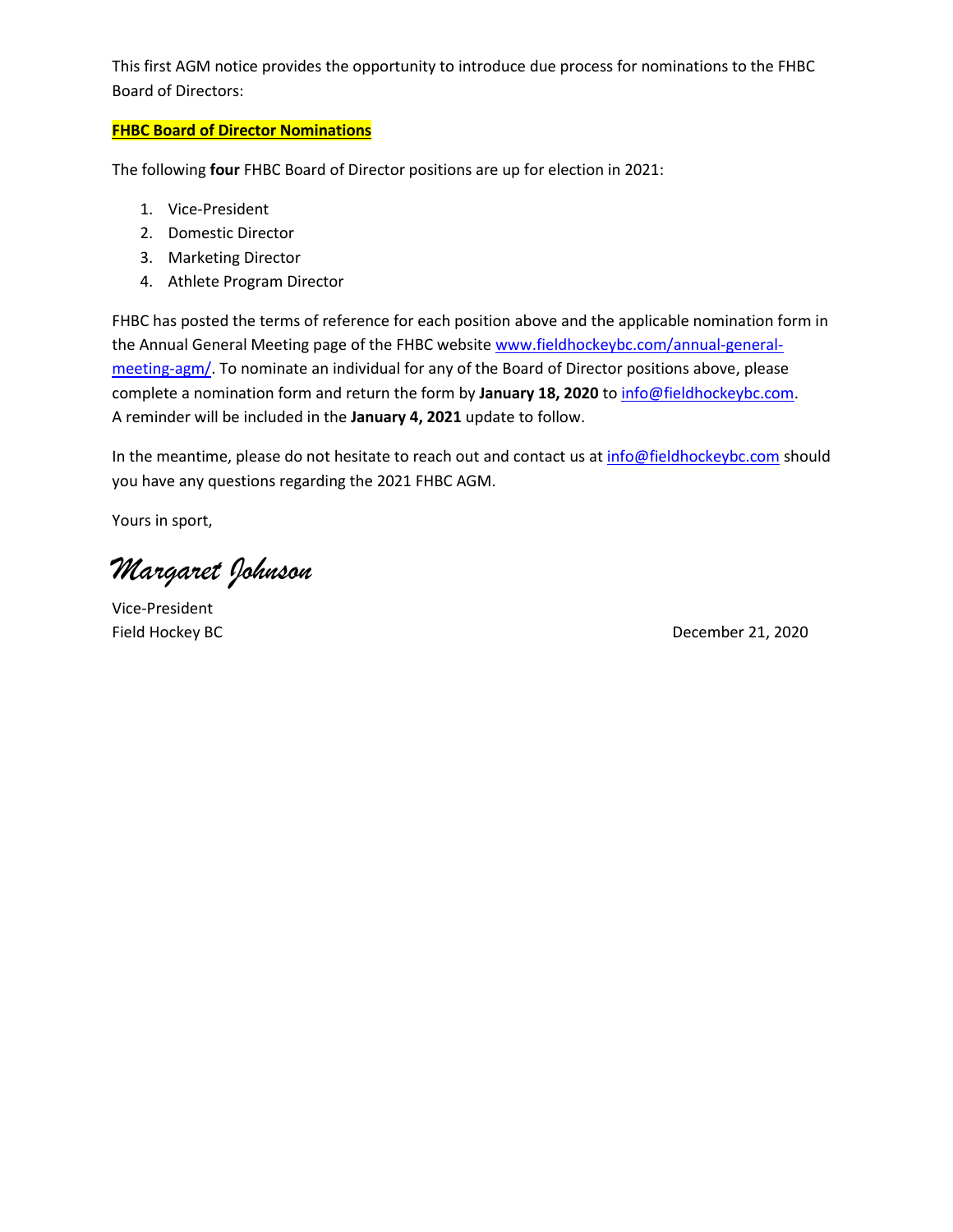This first AGM notice provides the opportunity to introduce due process for nominations to the FHBC Board of Directors:

**FHBC Board of Director Nominations**

The following **four** FHBC Board of Director positions are up for election in 2021:

1. Vice-President
2. Domestic Director
3. Marketing Director
4. Athlete Program Director

FHBC has posted the terms of reference for each position above and the applicable nomination form in the Annual General Meeting page of the FHBC website www.fieldhockeybc.com/annual-general-meeting-agm/. To nominate an individual for any of the Board of Director positions above, please complete a nomination form and return the form by **January 18, 2020** to info@fieldhockeybc.com. A reminder will be included in the **January 4, 2021** update to follow.

In the meantime, please do not hesitate to reach out and contact us at info@fieldhockeybc.com should you have any questions regarding the 2021 FHBC AGM.

Yours in sport,

*Margaret Johnson*

Vice-President
Field Hockey BC

December 21, 2020